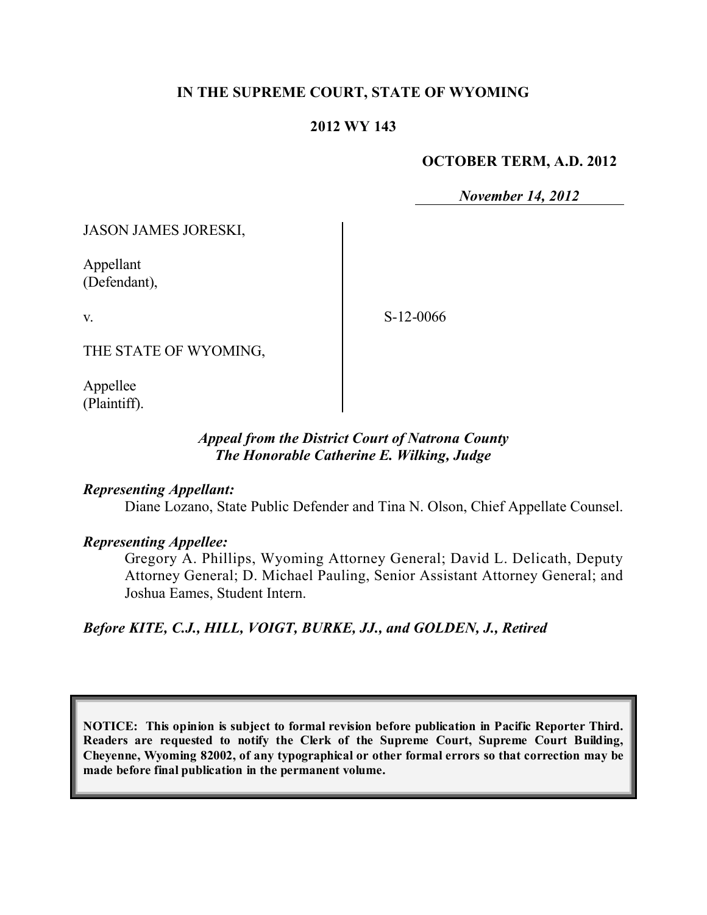**IN THE SUPREME COURT, STATE OF WYOMING**

**2012 WY 143**

**OCTOBER TERM, A.D. 2012**

*November 14, 2012*

JASON JAMES JORESKI,

Appellant
(Defendant),

v.

THE STATE OF WYOMING,

Appellee
(Plaintiff).

S-12-0066

*Appeal from the District Court of Natrona County*
*The Honorable Catherine E. Wilking, Judge*

***Representing Appellant:***

Diane Lozano, State Public Defender and Tina N. Olson, Chief Appellate Counsel.

***Representing Appellee:***

Gregory A. Phillips, Wyoming Attorney General; David L. Delicath, Deputy Attorney General; D. Michael Pauling, Senior Assistant Attorney General; and Joshua Eames, Student Intern.

***Before KITE, C.J., HILL, VOIGT, BURKE, JJ., and GOLDEN, J., Retired***

**NOTICE: This opinion is subject to formal revision before publication in Pacific Reporter Third. Readers are requested to notify the Clerk of the Supreme Court, Supreme Court Building, Cheyenne, Wyoming 82002, of any typographical or other formal errors so that correction may be made before final publication in the permanent volume.**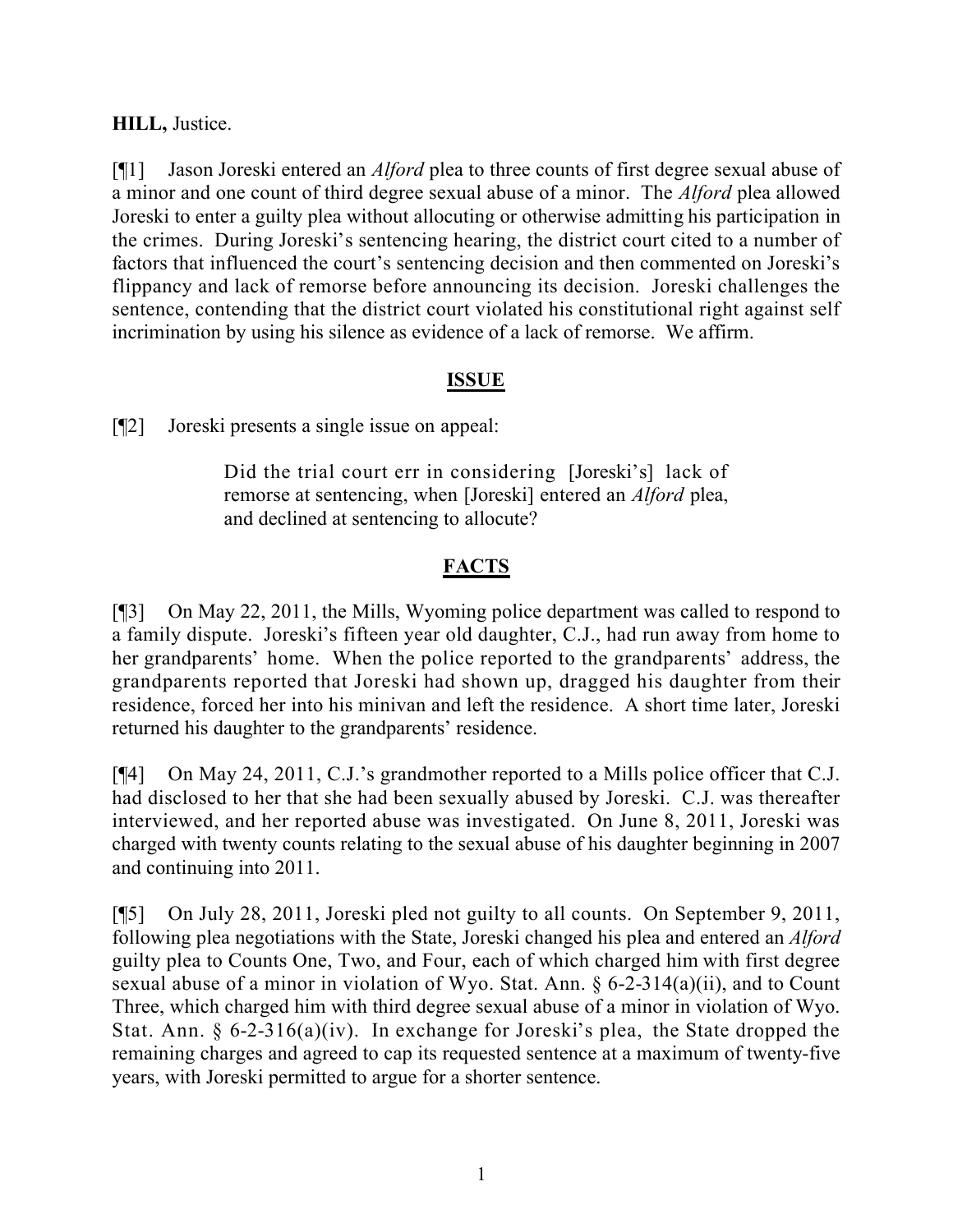**HILL,** Justice.

[¶1] Jason Joreski entered an *Alford* plea to three counts of first degree sexual abuse of a minor and one count of third degree sexual abuse of a minor. The *Alford* plea allowed Joreski to enter a guilty plea without allocuting or otherwise admitting his participation in the crimes. During Joreski's sentencing hearing, the district court cited to a number of factors that influenced the court's sentencing decision and then commented on Joreski's flippancy and lack of remorse before announcing its decision. Joreski challenges the sentence, contending that the district court violated his constitutional right against self incrimination by using his silence as evidence of a lack of remorse. We affirm.

## ISSUE

[¶2] Joreski presents a single issue on appeal:

> Did the trial court err in considering [Joreski's] lack of remorse at sentencing, when [Joreski] entered an *Alford* plea, and declined at sentencing to allocute?

## FACTS

[¶3] On May 22, 2011, the Mills, Wyoming police department was called to respond to a family dispute. Joreski's fifteen year old daughter, C.J., had run away from home to her grandparents' home. When the police reported to the grandparents' address, the grandparents reported that Joreski had shown up, dragged his daughter from their residence, forced her into his minivan and left the residence. A short time later, Joreski returned his daughter to the grandparents' residence.

[¶4] On May 24, 2011, C.J.'s grandmother reported to a Mills police officer that C.J. had disclosed to her that she had been sexually abused by Joreski. C.J. was thereafter interviewed, and her reported abuse was investigated. On June 8, 2011, Joreski was charged with twenty counts relating to the sexual abuse of his daughter beginning in 2007 and continuing into 2011.

[¶5] On July 28, 2011, Joreski pled not guilty to all counts. On September 9, 2011, following plea negotiations with the State, Joreski changed his plea and entered an *Alford* guilty plea to Counts One, Two, and Four, each of which charged him with first degree sexual abuse of a minor in violation of Wyo. Stat. Ann. § 6-2-314(a)(ii), and to Count Three, which charged him with third degree sexual abuse of a minor in violation of Wyo. Stat. Ann. § 6-2-316(a)(iv). In exchange for Joreski's plea, the State dropped the remaining charges and agreed to cap its requested sentence at a maximum of twenty-five years, with Joreski permitted to argue for a shorter sentence.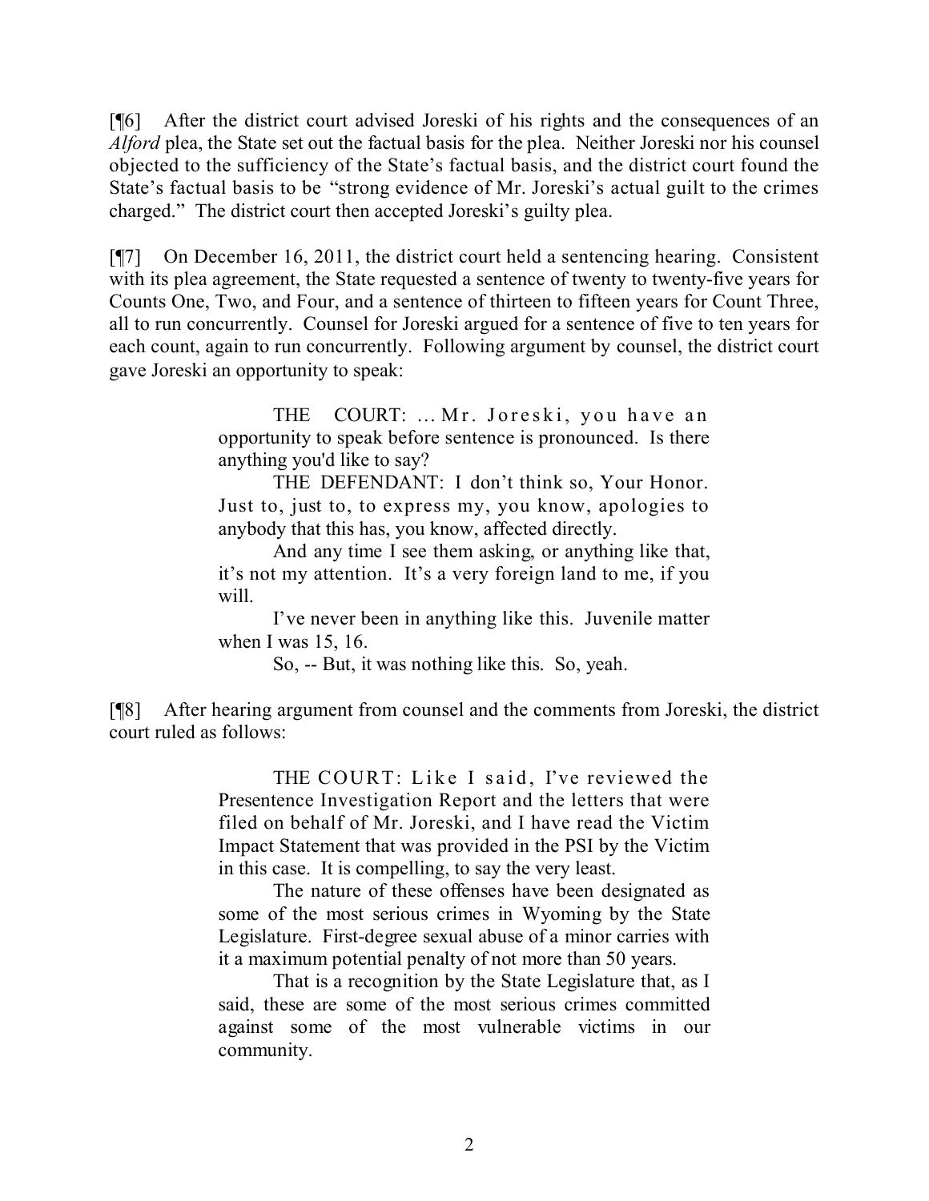[¶6] After the district court advised Joreski of his rights and the consequences of an *Alford* plea, the State set out the factual basis for the plea. Neither Joreski nor his counsel objected to the sufficiency of the State's factual basis, and the district court found the State's factual basis to be "strong evidence of Mr. Joreski's actual guilt to the crimes charged." The district court then accepted Joreski's guilty plea.

[¶7] On December 16, 2011, the district court held a sentencing hearing. Consistent with its plea agreement, the State requested a sentence of twenty to twenty-five years for Counts One, Two, and Four, and a sentence of thirteen to fifteen years for Count Three, all to run concurrently. Counsel for Joreski argued for a sentence of five to ten years for each count, again to run concurrently. Following argument by counsel, the district court gave Joreski an opportunity to speak:

> THE COURT: … Mr. Joreski, you have an opportunity to speak before sentence is pronounced. Is there anything you'd like to say?
>
> THE DEFENDANT: I don't think so, Your Honor. Just to, just to, to express my, you know, apologies to anybody that this has, you know, affected directly.
>
> And any time I see them asking, or anything like that, it's not my attention. It's a very foreign land to me, if you will.
>
> I've never been in anything like this. Juvenile matter when I was 15, 16.
>
> So, -- But, it was nothing like this. So, yeah.

[¶8] After hearing argument from counsel and the comments from Joreski, the district court ruled as follows:

> THE COURT: Like I said, I've reviewed the Presentence Investigation Report and the letters that were filed on behalf of Mr. Joreski, and I have read the Victim Impact Statement that was provided in the PSI by the Victim in this case. It is compelling, to say the very least.
>
> The nature of these offenses have been designated as some of the most serious crimes in Wyoming by the State Legislature. First-degree sexual abuse of a minor carries with it a maximum potential penalty of not more than 50 years.
>
> That is a recognition by the State Legislature that, as I said, these are some of the most serious crimes committed against some of the most vulnerable victims in our community.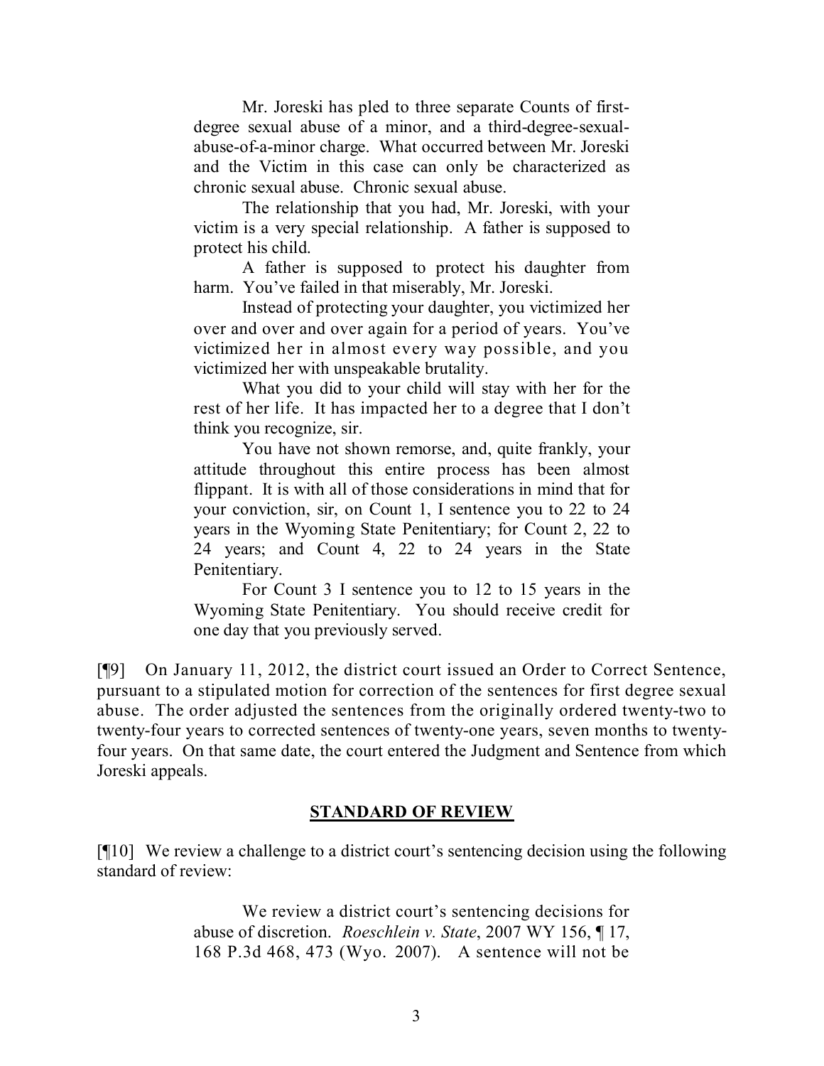> Mr. Joreski has pled to three separate Counts of first-degree sexual abuse of a minor, and a third-degree-sexual-abuse-of-a-minor charge. What occurred between Mr. Joreski and the Victim in this case can only be characterized as chronic sexual abuse. Chronic sexual abuse.
>
> The relationship that you had, Mr. Joreski, with your victim is a very special relationship. A father is supposed to protect his child.
>
> A father is supposed to protect his daughter from harm. You've failed in that miserably, Mr. Joreski.
>
> Instead of protecting your daughter, you victimized her over and over and over again for a period of years. You've victimized her in almost every way possible, and you victimized her with unspeakable brutality.
>
> What you did to your child will stay with her for the rest of her life. It has impacted her to a degree that I don't think you recognize, sir.
>
> You have not shown remorse, and, quite frankly, your attitude throughout this entire process has been almost flippant. It is with all of those considerations in mind that for your conviction, sir, on Count 1, I sentence you to 22 to 24 years in the Wyoming State Penitentiary; for Count 2, 22 to 24 years; and Count 4, 22 to 24 years in the State Penitentiary.
>
> For Count 3 I sentence you to 12 to 15 years in the Wyoming State Penitentiary. You should receive credit for one day that you previously served.

[¶9] On January 11, 2012, the district court issued an Order to Correct Sentence, pursuant to a stipulated motion for correction of the sentences for first degree sexual abuse. The order adjusted the sentences from the originally ordered twenty-two to twenty-four years to corrected sentences of twenty-one years, seven months to twenty-four years. On that same date, the court entered the Judgment and Sentence from which Joreski appeals.

## STANDARD OF REVIEW

[¶10] We review a challenge to a district court's sentencing decision using the following standard of review:

> We review a district court's sentencing decisions for abuse of discretion. *Roeschlein v. State*, 2007 WY 156, ¶ 17, 168 P.3d 468, 473 (Wyo. 2007). A sentence will not be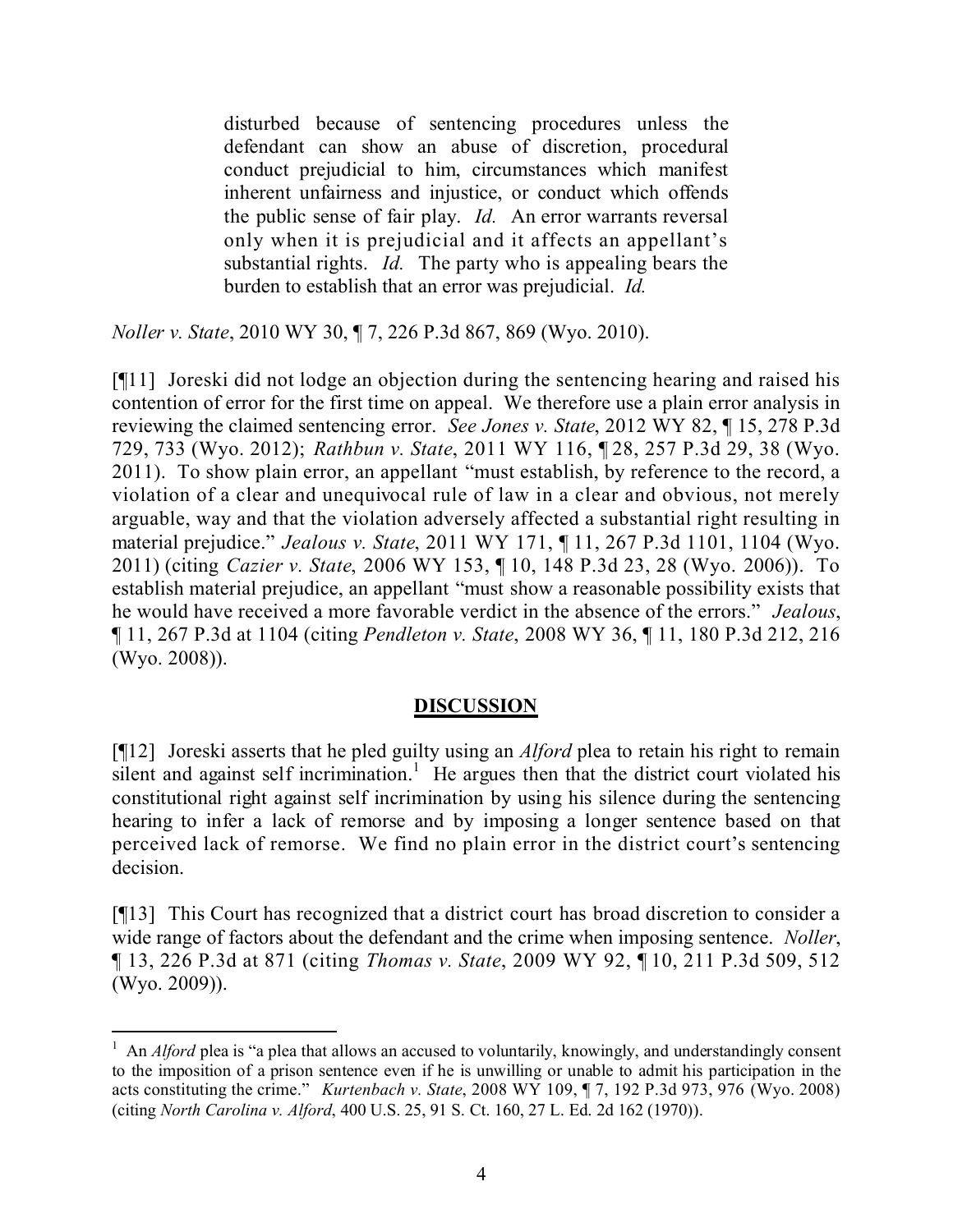> disturbed because of sentencing procedures unless the defendant can show an abuse of discretion, procedural conduct prejudicial to him, circumstances which manifest inherent unfairness and injustice, or conduct which offends the public sense of fair play. *Id.* An error warrants reversal only when it is prejudicial and it affects an appellant's substantial rights. *Id.* The party who is appealing bears the burden to establish that an error was prejudicial. *Id.*

*Noller v. State*, 2010 WY 30, ¶ 7, 226 P.3d 867, 869 (Wyo. 2010).

[¶11] Joreski did not lodge an objection during the sentencing hearing and raised his contention of error for the first time on appeal. We therefore use a plain error analysis in reviewing the claimed sentencing error. *See Jones v. State*, 2012 WY 82, ¶ 15, 278 P.3d 729, 733 (Wyo. 2012); *Rathbun v. State*, 2011 WY 116, ¶ 28, 257 P.3d 29, 38 (Wyo. 2011). To show plain error, an appellant "must establish, by reference to the record, a violation of a clear and unequivocal rule of law in a clear and obvious, not merely arguable, way and that the violation adversely affected a substantial right resulting in material prejudice." *Jealous v. State*, 2011 WY 171, ¶ 11, 267 P.3d 1101, 1104 (Wyo. 2011) (citing *Cazier v. State*, 2006 WY 153, ¶ 10, 148 P.3d 23, 28 (Wyo. 2006)). To establish material prejudice, an appellant "must show a reasonable possibility exists that he would have received a more favorable verdict in the absence of the errors." *Jealous*, ¶ 11, 267 P.3d at 1104 (citing *Pendleton v. State*, 2008 WY 36, ¶ 11, 180 P.3d 212, 216 (Wyo. 2008)).

## DISCUSSION

[¶12] Joreski asserts that he pled guilty using an *Alford* plea to retain his right to remain silent and against self incrimination.[1] He argues then that the district court violated his constitutional right against self incrimination by using his silence during the sentencing hearing to infer a lack of remorse and by imposing a longer sentence based on that perceived lack of remorse. We find no plain error in the district court's sentencing decision.

[¶13] This Court has recognized that a district court has broad discretion to consider a wide range of factors about the defendant and the crime when imposing sentence. *Noller*, ¶ 13, 226 P.3d at 871 (citing *Thomas v. State*, 2009 WY 92, ¶ 10, 211 P.3d 509, 512 (Wyo. 2009)).

---

[1] An *Alford* plea is "a plea that allows an accused to voluntarily, knowingly, and understandingly consent to the imposition of a prison sentence even if he is unwilling or unable to admit his participation in the acts constituting the crime." *Kurtenbach v. State*, 2008 WY 109, ¶ 7, 192 P.3d 973, 976 (Wyo. 2008) (citing *North Carolina v. Alford*, 400 U.S. 25, 91 S. Ct. 160, 27 L. Ed. 2d 162 (1970)).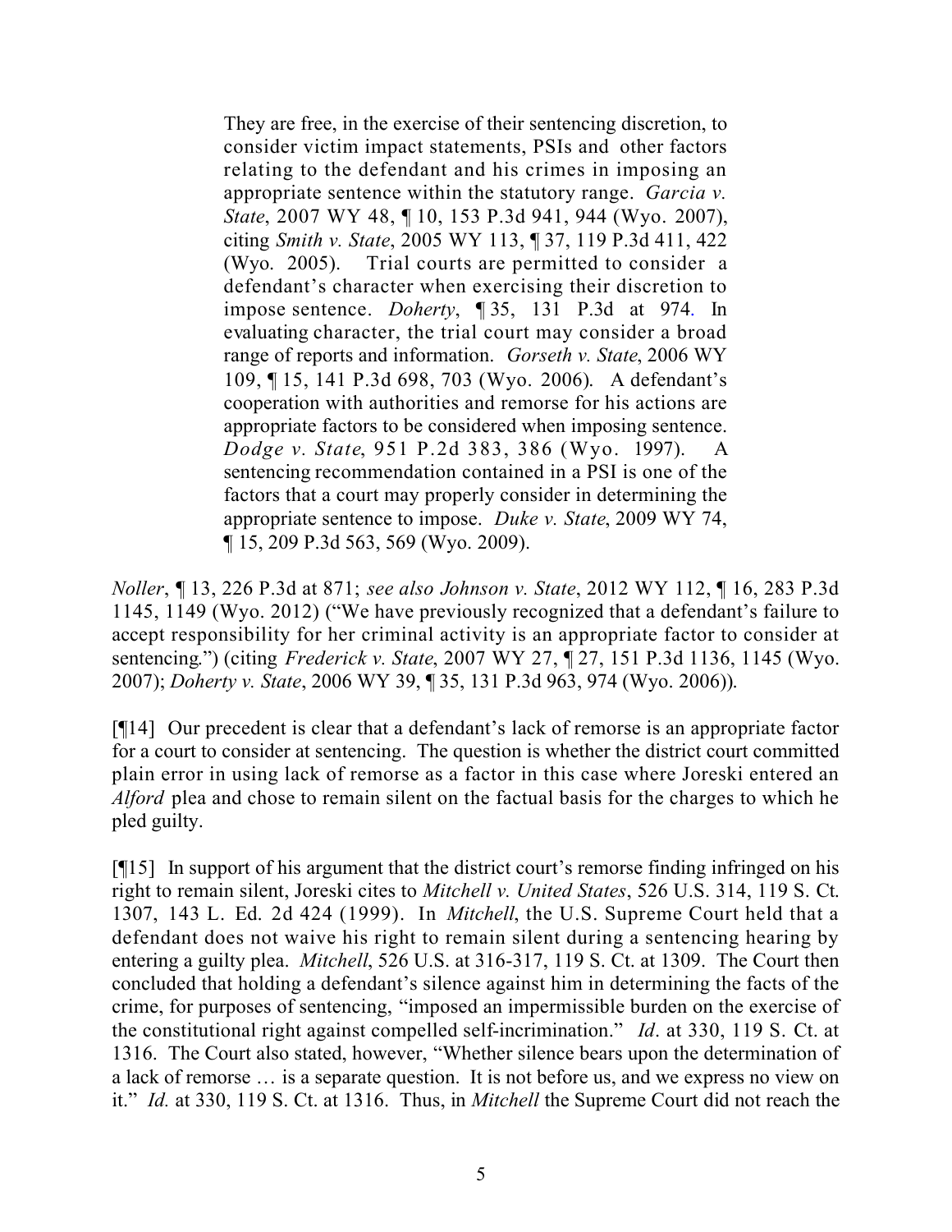> They are free, in the exercise of their sentencing discretion, to consider victim impact statements, PSIs and other factors relating to the defendant and his crimes in imposing an appropriate sentence within the statutory range. *Garcia v. State*, 2007 WY 48, ¶ 10, 153 P.3d 941, 944 (Wyo. 2007), citing *Smith v. State*, 2005 WY 113, ¶ 37, 119 P.3d 411, 422 (Wyo. 2005). Trial courts are permitted to consider a defendant's character when exercising their discretion to impose sentence. *Doherty*, ¶ 35, 131 P.3d at 974. In evaluating character, the trial court may consider a broad range of reports and information. *Gorseth v. State*, 2006 WY 109, ¶ 15, 141 P.3d 698, 703 (Wyo. 2006). A defendant's cooperation with authorities and remorse for his actions are appropriate factors to be considered when imposing sentence. *Dodge v. State*, 951 P.2d 383, 386 (Wyo. 1997). A sentencing recommendation contained in a PSI is one of the factors that a court may properly consider in determining the appropriate sentence to impose. *Duke v. State*, 2009 WY 74, ¶ 15, 209 P.3d 563, 569 (Wyo. 2009).

*Noller*, ¶ 13, 226 P.3d at 871; *see also Johnson v. State*, 2012 WY 112, ¶ 16, 283 P.3d 1145, 1149 (Wyo. 2012) ("We have previously recognized that a defendant's failure to accept responsibility for her criminal activity is an appropriate factor to consider at sentencing.") (citing *Frederick v. State*, 2007 WY 27, ¶ 27, 151 P.3d 1136, 1145 (Wyo. 2007); *Doherty v. State*, 2006 WY 39, ¶ 35, 131 P.3d 963, 974 (Wyo. 2006)).

[¶14] Our precedent is clear that a defendant's lack of remorse is an appropriate factor for a court to consider at sentencing. The question is whether the district court committed plain error in using lack of remorse as a factor in this case where Joreski entered an *Alford* plea and chose to remain silent on the factual basis for the charges to which he pled guilty.

[¶15] In support of his argument that the district court's remorse finding infringed on his right to remain silent, Joreski cites to *Mitchell v. United States*, 526 U.S. 314, 119 S. Ct. 1307, 143 L. Ed. 2d 424 (1999). In *Mitchell*, the U.S. Supreme Court held that a defendant does not waive his right to remain silent during a sentencing hearing by entering a guilty plea. *Mitchell*, 526 U.S. at 316-317, 119 S. Ct. at 1309. The Court then concluded that holding a defendant's silence against him in determining the facts of the crime, for purposes of sentencing, "imposed an impermissible burden on the exercise of the constitutional right against compelled self-incrimination." *Id*. at 330, 119 S. Ct. at 1316. The Court also stated, however, "Whether silence bears upon the determination of a lack of remorse … is a separate question. It is not before us, and we express no view on it." *Id.* at 330, 119 S. Ct. at 1316. Thus, in *Mitchell* the Supreme Court did not reach the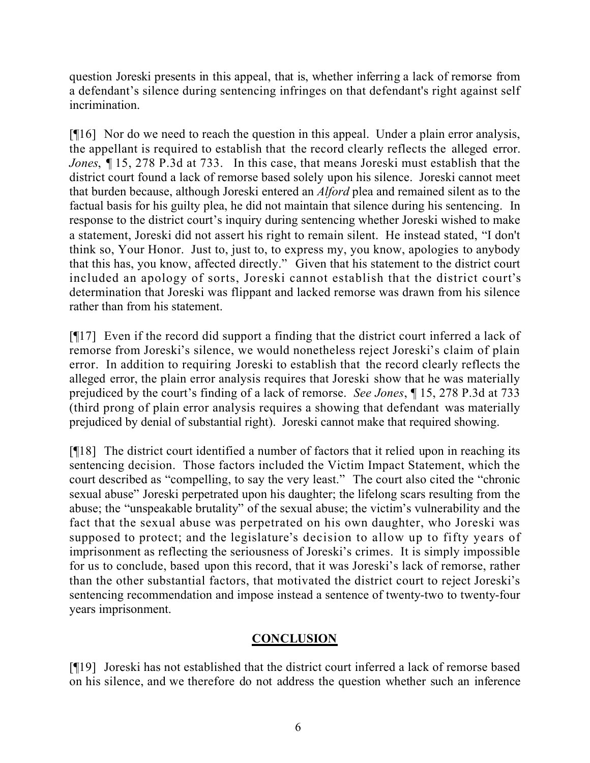question Joreski presents in this appeal, that is, whether inferring a lack of remorse from a defendant's silence during sentencing infringes on that defendant's right against self incrimination.

[¶16] Nor do we need to reach the question in this appeal. Under a plain error analysis, the appellant is required to establish that the record clearly reflects the alleged error. *Jones*, ¶ 15, 278 P.3d at 733. In this case, that means Joreski must establish that the district court found a lack of remorse based solely upon his silence. Joreski cannot meet that burden because, although Joreski entered an *Alford* plea and remained silent as to the factual basis for his guilty plea, he did not maintain that silence during his sentencing. In response to the district court's inquiry during sentencing whether Joreski wished to make a statement, Joreski did not assert his right to remain silent. He instead stated, "I don't think so, Your Honor. Just to, just to, to express my, you know, apologies to anybody that this has, you know, affected directly." Given that his statement to the district court included an apology of sorts, Joreski cannot establish that the district court's determination that Joreski was flippant and lacked remorse was drawn from his silence rather than from his statement.

[¶17] Even if the record did support a finding that the district court inferred a lack of remorse from Joreski's silence, we would nonetheless reject Joreski's claim of plain error. In addition to requiring Joreski to establish that the record clearly reflects the alleged error, the plain error analysis requires that Joreski show that he was materially prejudiced by the court's finding of a lack of remorse. *See Jones*, ¶ 15, 278 P.3d at 733 (third prong of plain error analysis requires a showing that defendant was materially prejudiced by denial of substantial right). Joreski cannot make that required showing.

[¶18] The district court identified a number of factors that it relied upon in reaching its sentencing decision. Those factors included the Victim Impact Statement, which the court described as "compelling, to say the very least." The court also cited the "chronic sexual abuse" Joreski perpetrated upon his daughter; the lifelong scars resulting from the abuse; the "unspeakable brutality" of the sexual abuse; the victim's vulnerability and the fact that the sexual abuse was perpetrated on his own daughter, who Joreski was supposed to protect; and the legislature's decision to allow up to fifty years of imprisonment as reflecting the seriousness of Joreski's crimes. It is simply impossible for us to conclude, based upon this record, that it was Joreski's lack of remorse, rather than the other substantial factors, that motivated the district court to reject Joreski's sentencing recommendation and impose instead a sentence of twenty-two to twenty-four years imprisonment.

## CONCLUSION

[¶19] Joreski has not established that the district court inferred a lack of remorse based on his silence, and we therefore do not address the question whether such an inference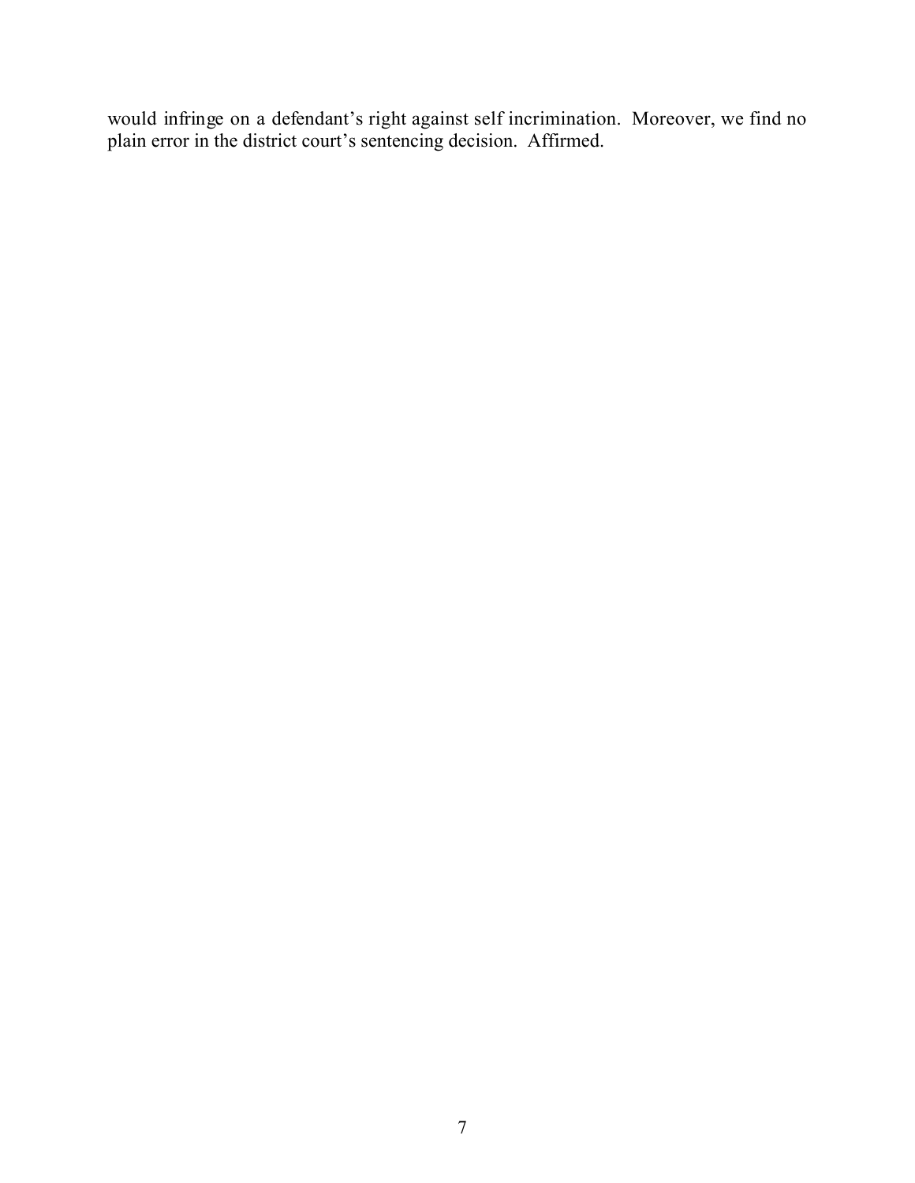would infringe on a defendant's right against self incrimination. Moreover, we find no plain error in the district court's sentencing decision. Affirmed.